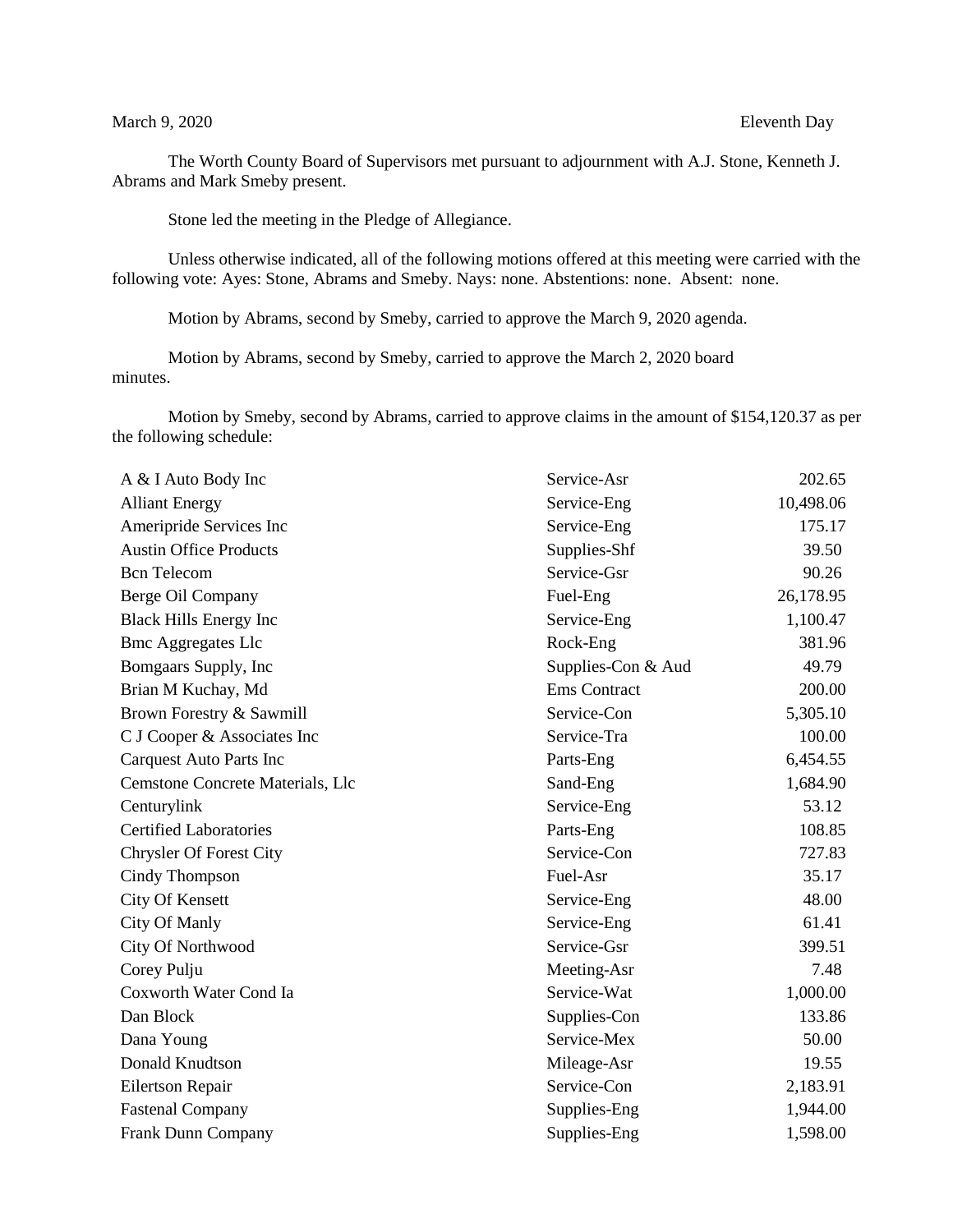March 9, 2020 Eleventh Day

The Worth County Board of Supervisors met pursuant to adjournment with A.J. Stone, Kenneth J. Abrams and Mark Smeby present.

Stone led the meeting in the Pledge of Allegiance.

Unless otherwise indicated, all of the following motions offered at this meeting were carried with the following vote: Ayes: Stone, Abrams and Smeby. Nays: none. Abstentions: none. Absent: none.

Motion by Abrams, second by Smeby, carried to approve the March 9, 2020 agenda.

Motion by Abrams, second by Smeby, carried to approve the March 2, 2020 board minutes.

Motion by Smeby, second by Abrams, carried to approve claims in the amount of $154,120.37 as per the following schedule:

| | | |
|---|---|---|
| A & I Auto Body Inc | Service-Asr | 202.65 |
| Alliant Energy | Service-Eng | 10,498.06 |
| Ameripride Services Inc | Service-Eng | 175.17 |
| Austin Office Products | Supplies-Shf | 39.50 |
| Bcn Telecom | Service-Gsr | 90.26 |
| Berge Oil Company | Fuel-Eng | 26,178.95 |
| Black Hills Energy Inc | Service-Eng | 1,100.47 |
| Bmc Aggregates Llc | Rock-Eng | 381.96 |
| Bomgaars Supply, Inc | Supplies-Con & Aud | 49.79 |
| Brian M Kuchay, Md | Ems Contract | 200.00 |
| Brown Forestry & Sawmill | Service-Con | 5,305.10 |
| C J Cooper & Associates Inc | Service-Tra | 100.00 |
| Carquest Auto Parts Inc | Parts-Eng | 6,454.55 |
| Cemstone Concrete Materials, Llc | Sand-Eng | 1,684.90 |
| Centurylink | Service-Eng | 53.12 |
| Certified Laboratories | Parts-Eng | 108.85 |
| Chrysler Of Forest City | Service-Con | 727.83 |
| Cindy Thompson | Fuel-Asr | 35.17 |
| City Of Kensett | Service-Eng | 48.00 |
| City Of Manly | Service-Eng | 61.41 |
| City Of Northwood | Service-Gsr | 399.51 |
| Corey Pulju | Meeting-Asr | 7.48 |
| Coxworth Water Cond Ia | Service-Wat | 1,000.00 |
| Dan Block | Supplies-Con | 133.86 |
| Dana Young | Service-Mex | 50.00 |
| Donald Knudtson | Mileage-Asr | 19.55 |
| Eilertson Repair | Service-Con | 2,183.91 |
| Fastenal Company | Supplies-Eng | 1,944.00 |
| Frank Dunn Company | Supplies-Eng | 1,598.00 |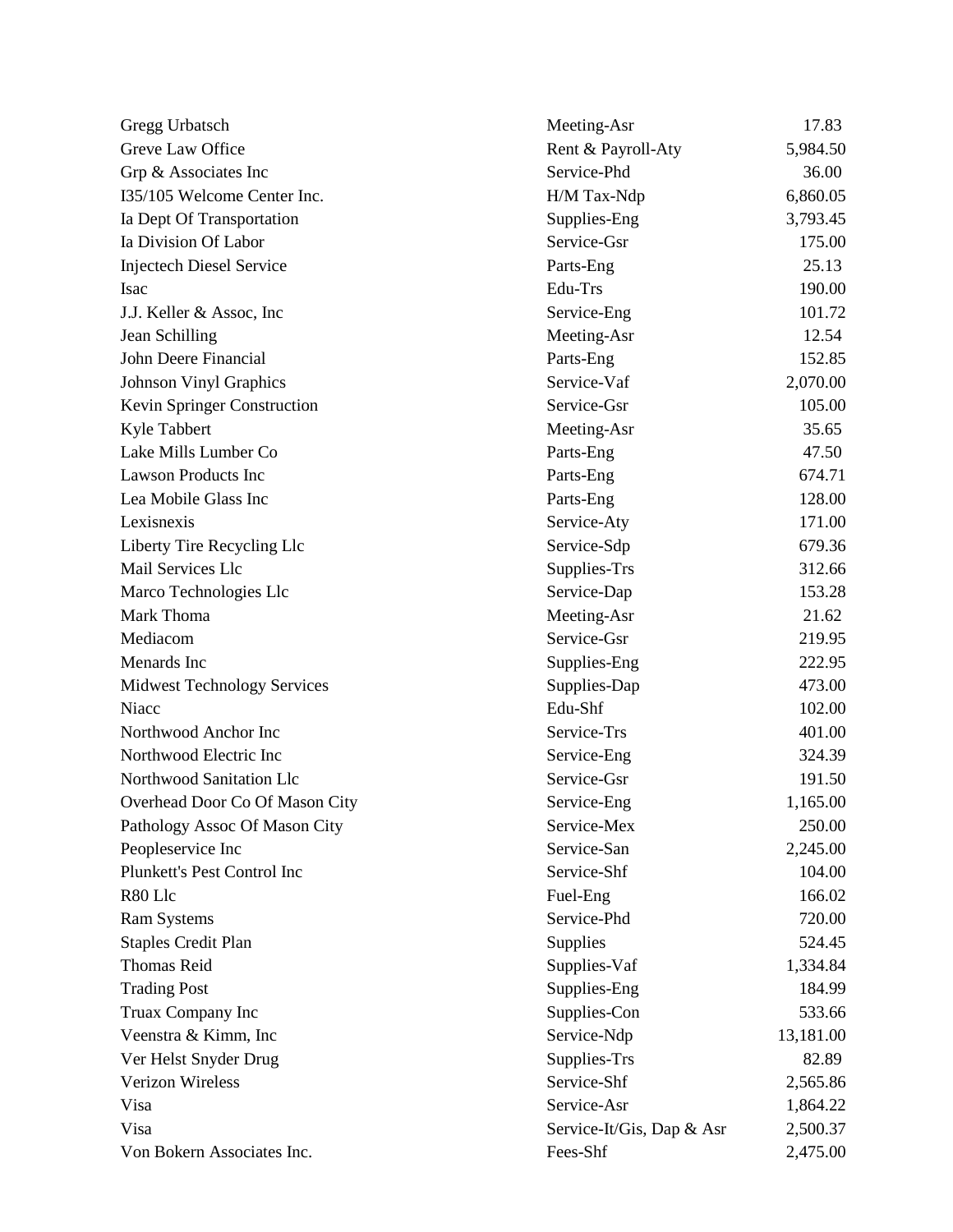| | | |
|---|---|---|
| Gregg Urbatsch | Meeting-Asr | 17.83 |
| Greve Law Office | Rent & Payroll-Aty | 5,984.50 |
| Grp & Associates Inc | Service-Phd | 36.00 |
| I35/105 Welcome Center Inc. | H/M Tax-Ndp | 6,860.05 |
| Ia Dept Of Transportation | Supplies-Eng | 3,793.45 |
| Ia Division Of Labor | Service-Gsr | 175.00 |
| Injectech Diesel Service | Parts-Eng | 25.13 |
| Isac | Edu-Trs | 190.00 |
| J.J. Keller & Assoc, Inc | Service-Eng | 101.72 |
| Jean Schilling | Meeting-Asr | 12.54 |
| John Deere Financial | Parts-Eng | 152.85 |
| Johnson Vinyl Graphics | Service-Vaf | 2,070.00 |
| Kevin Springer Construction | Service-Gsr | 105.00 |
| Kyle Tabbert | Meeting-Asr | 35.65 |
| Lake Mills Lumber Co | Parts-Eng | 47.50 |
| Lawson Products Inc | Parts-Eng | 674.71 |
| Lea Mobile Glass Inc | Parts-Eng | 128.00 |
| Lexisnexis | Service-Aty | 171.00 |
| Liberty Tire Recycling Llc | Service-Sdp | 679.36 |
| Mail Services Llc | Supplies-Trs | 312.66 |
| Marco Technologies Llc | Service-Dap | 153.28 |
| Mark Thoma | Meeting-Asr | 21.62 |
| Mediacom | Service-Gsr | 219.95 |
| Menards Inc | Supplies-Eng | 222.95 |
| Midwest Technology Services | Supplies-Dap | 473.00 |
| Niacc | Edu-Shf | 102.00 |
| Northwood Anchor Inc | Service-Trs | 401.00 |
| Northwood Electric Inc | Service-Eng | 324.39 |
| Northwood Sanitation Llc | Service-Gsr | 191.50 |
| Overhead Door Co Of Mason City | Service-Eng | 1,165.00 |
| Pathology Assoc Of Mason City | Service-Mex | 250.00 |
| Peopleservice Inc | Service-San | 2,245.00 |
| Plunkett's Pest Control Inc | Service-Shf | 104.00 |
| R80 Llc | Fuel-Eng | 166.02 |
| Ram Systems | Service-Phd | 720.00 |
| Staples Credit Plan | Supplies | 524.45 |
| Thomas Reid | Supplies-Vaf | 1,334.84 |
| Trading Post | Supplies-Eng | 184.99 |
| Truax Company Inc | Supplies-Con | 533.66 |
| Veenstra & Kimm, Inc | Service-Ndp | 13,181.00 |
| Ver Helst Snyder Drug | Supplies-Trs | 82.89 |
| Verizon Wireless | Service-Shf | 2,565.86 |
| Visa | Service-Asr | 1,864.22 |
| Visa | Service-It/Gis, Dap & Asr | 2,500.37 |
| Von Bokern Associates Inc. | Fees-Shf | 2,475.00 |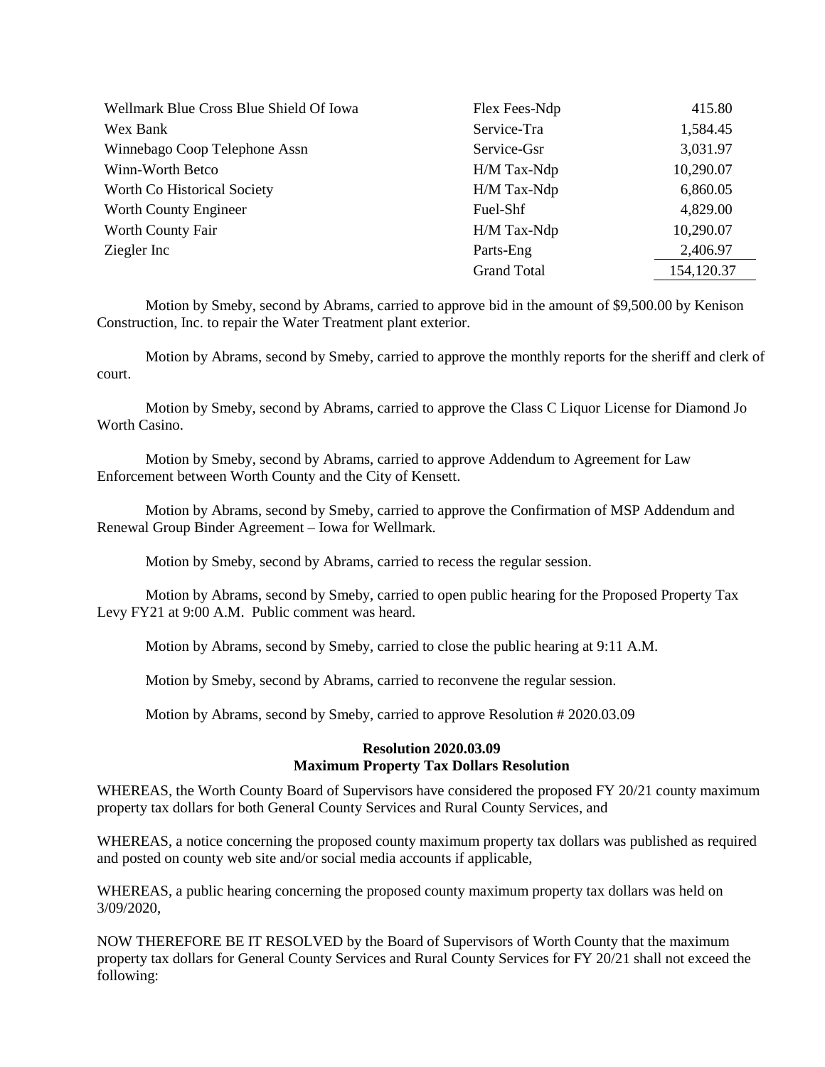| | | |
|---|---|---|
| Wellmark Blue Cross Blue Shield Of Iowa | Flex Fees-Ndp | 415.80 |
| Wex Bank | Service-Tra | 1,584.45 |
| Winnebago Coop Telephone Assn | Service-Gsr | 3,031.97 |
| Winn-Worth Betco | H/M Tax-Ndp | 10,290.07 |
| Worth Co Historical Society | H/M Tax-Ndp | 6,860.05 |
| Worth County Engineer | Fuel-Shf | 4,829.00 |
| Worth County Fair | H/M Tax-Ndp | 10,290.07 |
| Ziegler Inc | Parts-Eng | 2,406.97 |
| | Grand Total | 154,120.37 |

Motion by Smeby, second by Abrams, carried to approve bid in the amount of $9,500.00 by Kenison Construction, Inc. to repair the Water Treatment plant exterior.

Motion by Abrams, second by Smeby, carried to approve the monthly reports for the sheriff and clerk of court.

Motion by Smeby, second by Abrams, carried to approve the Class C Liquor License for Diamond Jo Worth Casino.

Motion by Smeby, second by Abrams, carried to approve Addendum to Agreement for Law Enforcement between Worth County and the City of Kensett.

Motion by Abrams, second by Smeby, carried to approve the Confirmation of MSP Addendum and Renewal Group Binder Agreement – Iowa for Wellmark.

Motion by Smeby, second by Abrams, carried to recess the regular session.

Motion by Abrams, second by Smeby, carried to open public hearing for the Proposed Property Tax Levy FY21 at 9:00 A.M. Public comment was heard.

Motion by Abrams, second by Smeby, carried to close the public hearing at 9:11 A.M.

Motion by Smeby, second by Abrams, carried to reconvene the regular session.

Motion by Abrams, second by Smeby, carried to approve Resolution # 2020.03.09

**Resolution 2020.03.09**
**Maximum Property Tax Dollars Resolution**

WHEREAS, the Worth County Board of Supervisors have considered the proposed FY 20/21 county maximum property tax dollars for both General County Services and Rural County Services, and

WHEREAS, a notice concerning the proposed county maximum property tax dollars was published as required and posted on county web site and/or social media accounts if applicable,

WHEREAS, a public hearing concerning the proposed county maximum property tax dollars was held on 3/09/2020,

NOW THEREFORE BE IT RESOLVED by the Board of Supervisors of Worth County that the maximum property tax dollars for General County Services and Rural County Services for FY 20/21 shall not exceed the following: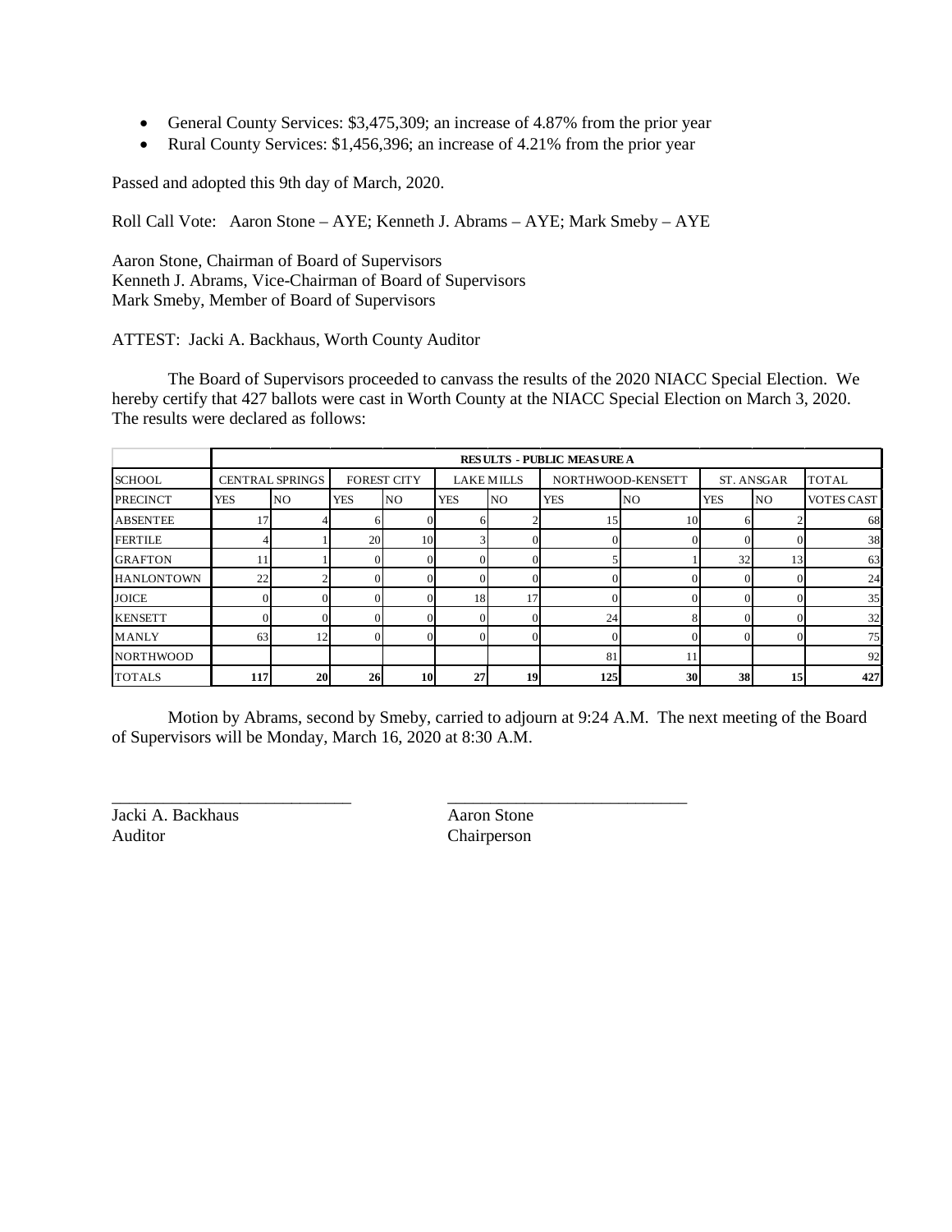- General County Services: $3,475,309; an increase of 4.87% from the prior year
- Rural County Services: $1,456,396; an increase of 4.21% from the prior year

Passed and adopted this 9th day of March, 2020.

Roll Call Vote: Aaron Stone – AYE; Kenneth J. Abrams – AYE; Mark Smeby – AYE

Aaron Stone, Chairman of Board of Supervisors
Kenneth J. Abrams, Vice-Chairman of Board of Supervisors
Mark Smeby, Member of Board of Supervisors

ATTEST: Jacki A. Backhaus, Worth County Auditor

The Board of Supervisors proceeded to canvass the results of the 2020 NIACC Special Election. We hereby certify that 427 ballots were cast in Worth County at the NIACC Special Election on March 3, 2020. The results were declared as follows:

| | RESULTS - PUBLIC MEASURE A | | | | | | | | | | |
|---|---|---|---|---|---|---|---|---|---|---|---|
| SCHOOL | CENTRAL SPRINGS | | FOREST CITY | | LAKE MILLS | | NORTHWOOD-KENSETT | | ST. ANSGAR | | TOTAL |
| PRECINCT | YES | NO | YES | NO | YES | NO | YES | NO | YES | NO | VOTES CAST |
| ABSENTEE | 17 | 4 | 6 | 0 | 6 | 2 | 15 | 10 | 6 | 2 | 68 |
| FERTILE | 4 | 1 | 20 | 10 | 3 | 0 | 0 | 0 | 0 | 0 | 38 |
| GRAFTON | 11 | 1 | 0 | 0 | 0 | 0 | 5 | 1 | 32 | 13 | 63 |
| HANLONTOWN | 22 | 2 | 0 | 0 | 0 | 0 | 0 | 0 | 0 | 0 | 24 |
| JOICE | 0 | 0 | 0 | 0 | 18 | 17 | 0 | 0 | 0 | 0 | 35 |
| KENSETT | 0 | 0 | 0 | 0 | 0 | 0 | 24 | 8 | 0 | 0 | 32 |
| MANLY | 63 | 12 | 0 | 0 | 0 | 0 | 0 | 0 | 0 | 0 | 75 |
| NORTHWOOD | | | | | | | 81 | 11 | | | 92 |
| TOTALS | **117** | **20** | **26** | **10** | **27** | **19** | **125** | **30** | **38** | **15** | **427** |

Motion by Abrams, second by Smeby, carried to adjourn at 9:24 A.M. The next meeting of the Board of Supervisors will be Monday, March 16, 2020 at 8:30 A.M.

\_\_\_\_\_\_\_\_\_\_\_\_\_\_\_\_\_\_\_\_\_\_\_\_\_\_\_\_ \_\_\_\_\_\_\_\_\_\_\_\_\_\_\_\_\_\_\_\_\_\_\_\_\_\_\_\_

Jacki A. Backhaus
Auditor

Aaron Stone
Chairperson